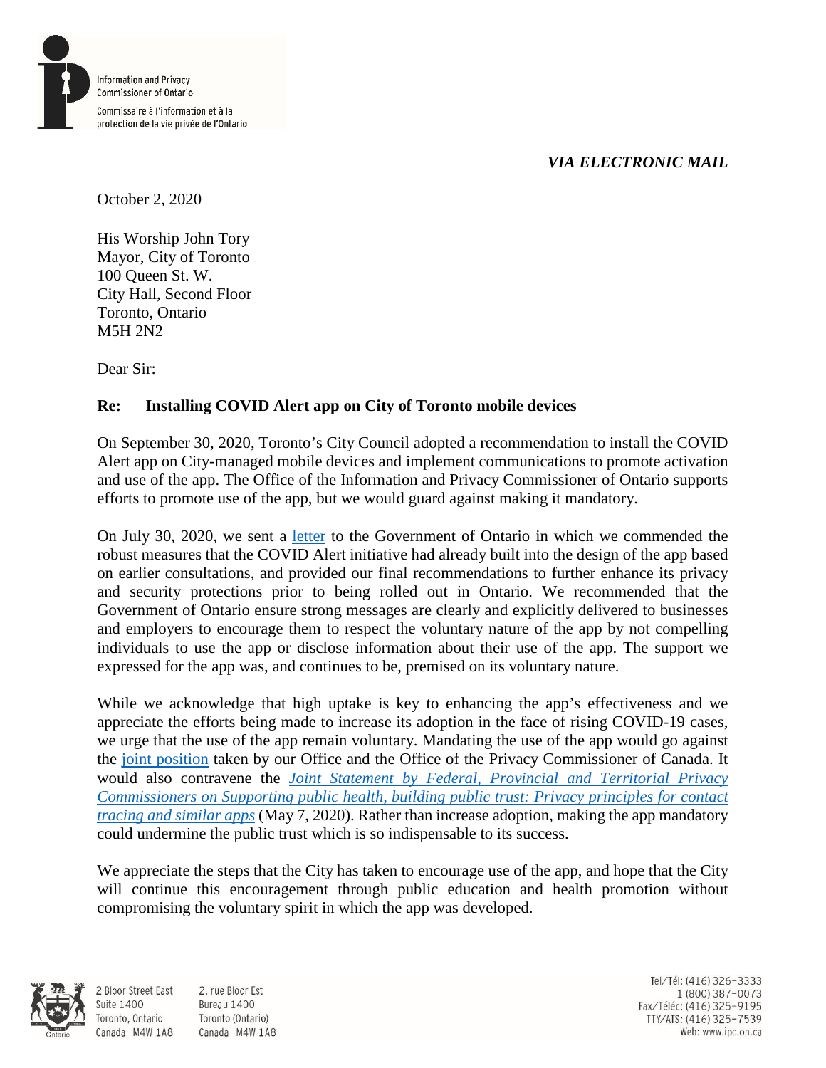Information and Privacy Commissioner of Ontario

Commissaire à l'information et à la protection de la vie privée de l'Ontario

*VIA ELECTRONIC MAIL*

October 2, 2020

His Worship John Tory
Mayor, City of Toronto
100 Queen St. W.
City Hall, Second Floor
Toronto, Ontario
M5H 2N2

Dear Sir:

**Re: Installing COVID Alert app on City of Toronto mobile devices**

On September 30, 2020, Toronto's City Council adopted a recommendation to install the COVID Alert app on City-managed mobile devices and implement communications to promote activation and use of the app. The Office of the Information and Privacy Commissioner of Ontario supports efforts to promote use of the app, but we would guard against making it mandatory.

On July 30, 2020, we sent a letter to the Government of Ontario in which we commended the robust measures that the COVID Alert initiative had already built into the design of the app based on earlier consultations, and provided our final recommendations to further enhance its privacy and security protections prior to being rolled out in Ontario. We recommended that the Government of Ontario ensure strong messages are clearly and explicitly delivered to businesses and employers to encourage them to respect the voluntary nature of the app by not compelling individuals to use the app or disclose information about their use of the app. The support we expressed for the app was, and continues to be, premised on its voluntary nature.

While we acknowledge that high uptake is key to enhancing the app's effectiveness and we appreciate the efforts being made to increase its adoption in the face of rising COVID-19 cases, we urge that the use of the app remain voluntary. Mandating the use of the app would go against the joint position taken by our Office and the Office of the Privacy Commissioner of Canada. It would also contravene the *Joint Statement by Federal, Provincial and Territorial Privacy Commissioners on Supporting public health, building public trust: Privacy principles for contact tracing and similar apps* (May 7, 2020). Rather than increase adoption, making the app mandatory could undermine the public trust which is so indispensable to its success.

We appreciate the steps that the City has taken to encourage use of the app, and hope that the City will continue this encouragement through public education and health promotion without compromising the voluntary spirit in which the app was developed.

2 Bloor Street East
Suite 1400
Toronto, Ontario
Canada M4W 1A8

2, rue Bloor Est
Bureau 1400
Toronto (Ontario)
Canada M4W 1A8

Tel/Tél: (416) 326-3333
1 (800) 387-0073
Fax/Téléc: (416) 325-9195
TTY/ATS: (416) 325-7539
Web: www.ipc.on.ca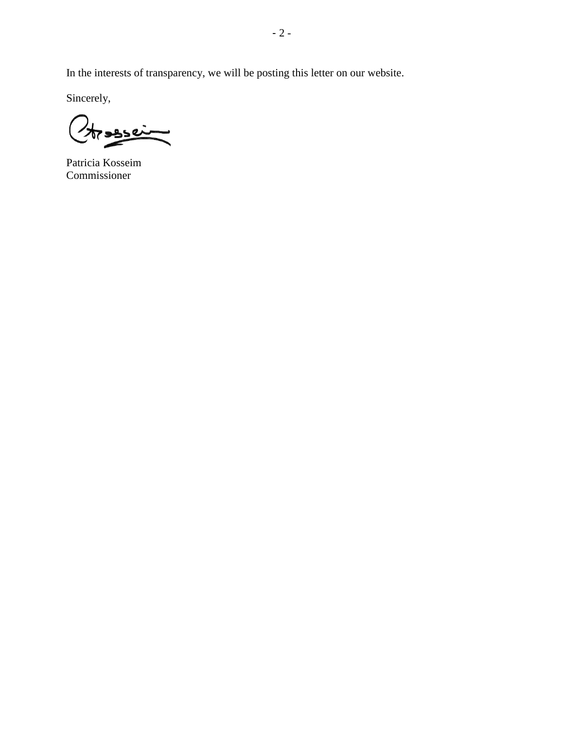In the interests of transparency, we will be posting this letter on our website.

Sincerely,

Patricia Kosseim  
Commissioner